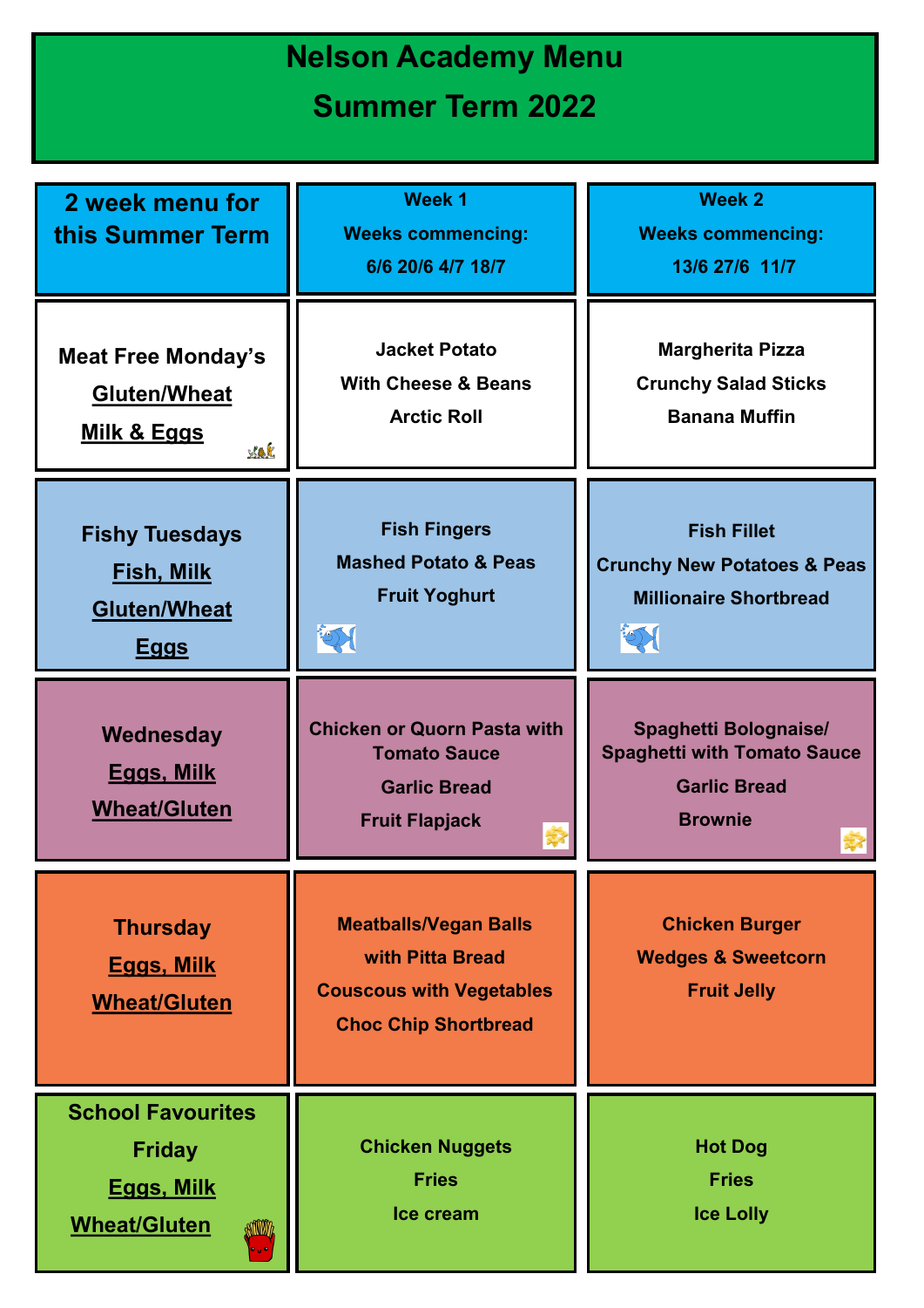# Nelson Academy Menu

## Summer Term 2022

| 2 week menu for this Summer Term | Week 1<br>Weeks commencing:<br>6/6 20/6 4/7 18/7 | Week 2<br>Weeks commencing:<br>13/6 27/6 11/7 |
|---|---|---|
| **Meat Free Monday's**<br>Gluten/Wheat<br>Milk & Eggs | Jacket Potato<br>With Cheese & Beans<br>Arctic Roll | Margherita Pizza<br>Crunchy Salad Sticks<br>Banana Muffin |
| **Fishy Tuesdays**<br>Fish, Milk<br>Gluten/Wheat<br>Eggs | Fish Fingers<br>Mashed Potato & Peas<br>Fruit Yoghurt | Fish Fillet<br>Crunchy New Potatoes & Peas<br>Millionaire Shortbread |
| **Wednesday**<br>Eggs, Milk<br>Wheat/Gluten | Chicken or Quorn Pasta with Tomato Sauce<br>Garlic Bread<br>Fruit Flapjack | Spaghetti Bolognaise/ Spaghetti with Tomato Sauce<br>Garlic Bread<br>Brownie |
| **Thursday**<br>Eggs, Milk<br>Wheat/Gluten | Meatballs/Vegan Balls with Pitta Bread<br>Couscous with Vegetables<br>Choc Chip Shortbread | Chicken Burger<br>Wedges & Sweetcorn<br>Fruit Jelly |
| **School Favourites Friday**<br>Eggs, Milk<br>Wheat/Gluten | Chicken Nuggets<br>Fries<br>Ice cream | Hot Dog<br>Fries<br>Ice Lolly |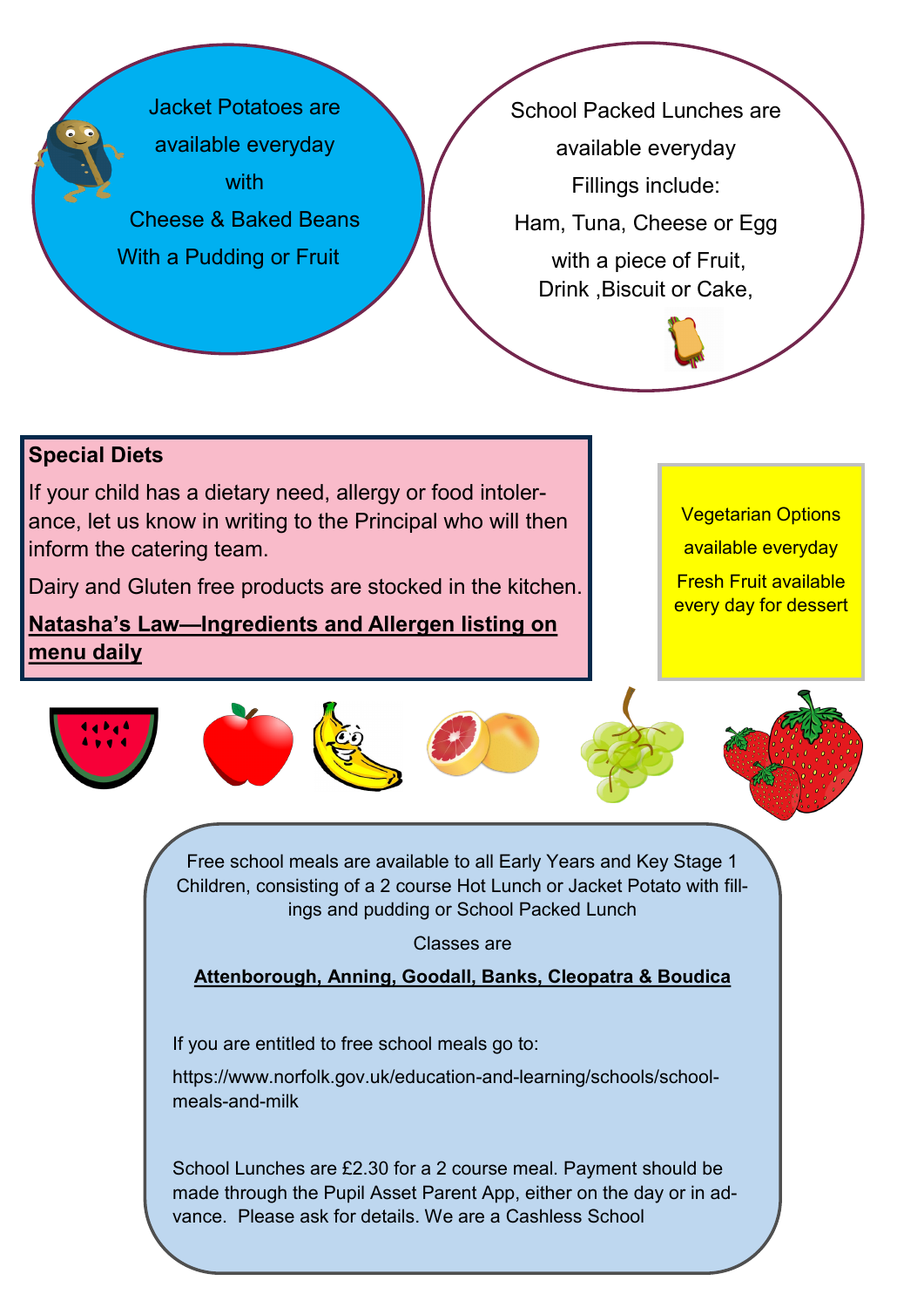Jacket Potatoes are available everyday with Cheese & Baked Beans With a Pudding or Fruit

School Packed Lunches are available everyday

Fillings include:

Ham, Tuna, Cheese or Egg

with a piece of Fruit,
Drink ,Biscuit or Cake,

**Special Diets**

If your child has a dietary need, allergy or food intolerance, let us know in writing to the Principal who will then inform the catering team.

Dairy and Gluten free products are stocked in the kitchen.

<u>**Natasha's Law—Ingredients and Allergen listing on menu daily**</u>

Vegetarian Options available everyday

Fresh Fruit available every day for dessert

Free school meals are available to all Early Years and Key Stage 1 Children, consisting of a 2 course Hot Lunch or Jacket Potato with fillings and pudding or School Packed Lunch

Classes are

<u>**Attenborough, Anning, Goodall, Banks, Cleopatra & Boudica**</u>

If you are entitled to free school meals go to:

https://www.norfolk.gov.uk/education-and-learning/schools/school-meals-and-milk

School Lunches are £2.30 for a 2 course meal. Payment should be made through the Pupil Asset Parent App, either on the day or in advance. Please ask for details. We are a Cashless School